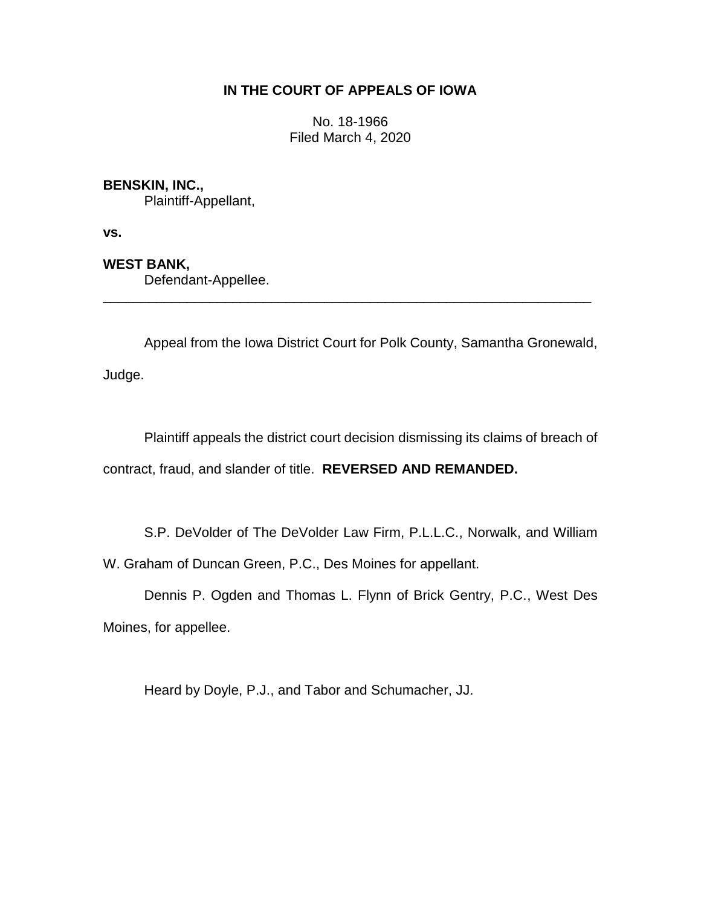**IN THE COURT OF APPEALS OF IOWA**

No. 18-1966
Filed March 4, 2020

**BENSKIN, INC.,**
Plaintiff-Appellant,

**vs.**

**WEST BANK,**
Defendant-Appellee.

---

Appeal from the Iowa District Court for Polk County, Samantha Gronewald, Judge.

Plaintiff appeals the district court decision dismissing its claims of breach of contract, fraud, and slander of title. **REVERSED AND REMANDED.**

S.P. DeVolder of The DeVolder Law Firm, P.L.L.C., Norwalk, and William W. Graham of Duncan Green, P.C., Des Moines for appellant.

Dennis P. Ogden and Thomas L. Flynn of Brick Gentry, P.C., West Des Moines, for appellee.

Heard by Doyle, P.J., and Tabor and Schumacher, JJ.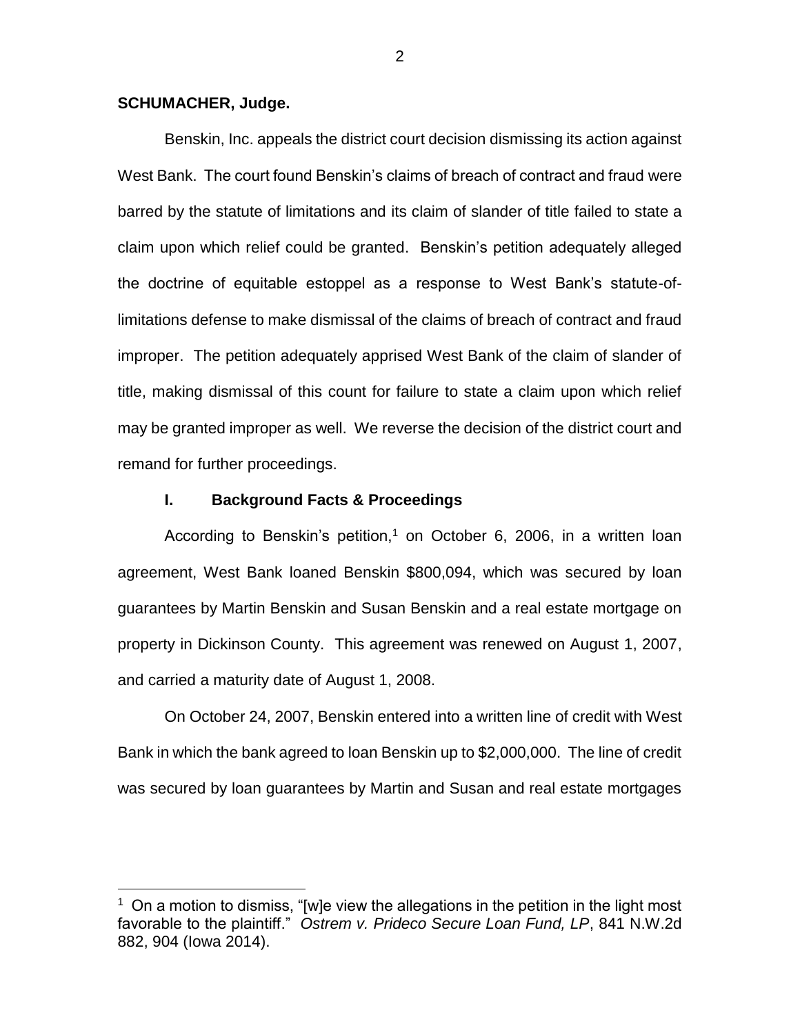**SCHUMACHER, Judge.**

Benskin, Inc. appeals the district court decision dismissing its action against West Bank. The court found Benskin's claims of breach of contract and fraud were barred by the statute of limitations and its claim of slander of title failed to state a claim upon which relief could be granted. Benskin's petition adequately alleged the doctrine of equitable estoppel as a response to West Bank's statute-of-limitations defense to make dismissal of the claims of breach of contract and fraud improper. The petition adequately apprised West Bank of the claim of slander of title, making dismissal of this count for failure to state a claim upon which relief may be granted improper as well. We reverse the decision of the district court and remand for further proceedings.

## I. Background Facts & Proceedings

According to Benskin's petition,[1] on October 6, 2006, in a written loan agreement, West Bank loaned Benskin $800,094, which was secured by loan guarantees by Martin Benskin and Susan Benskin and a real estate mortgage on property in Dickinson County. This agreement was renewed on August 1, 2007, and carried a maturity date of August 1, 2008.

On October 24, 2007, Benskin entered into a written line of credit with West Bank in which the bank agreed to loan Benskin up to $2,000,000. The line of credit was secured by loan guarantees by Martin and Susan and real estate mortgages

[1] On a motion to dismiss, "[w]e view the allegations in the petition in the light most favorable to the plaintiff." *Ostrem v. Prideco Secure Loan Fund, LP*, 841 N.W.2d 882, 904 (Iowa 2014).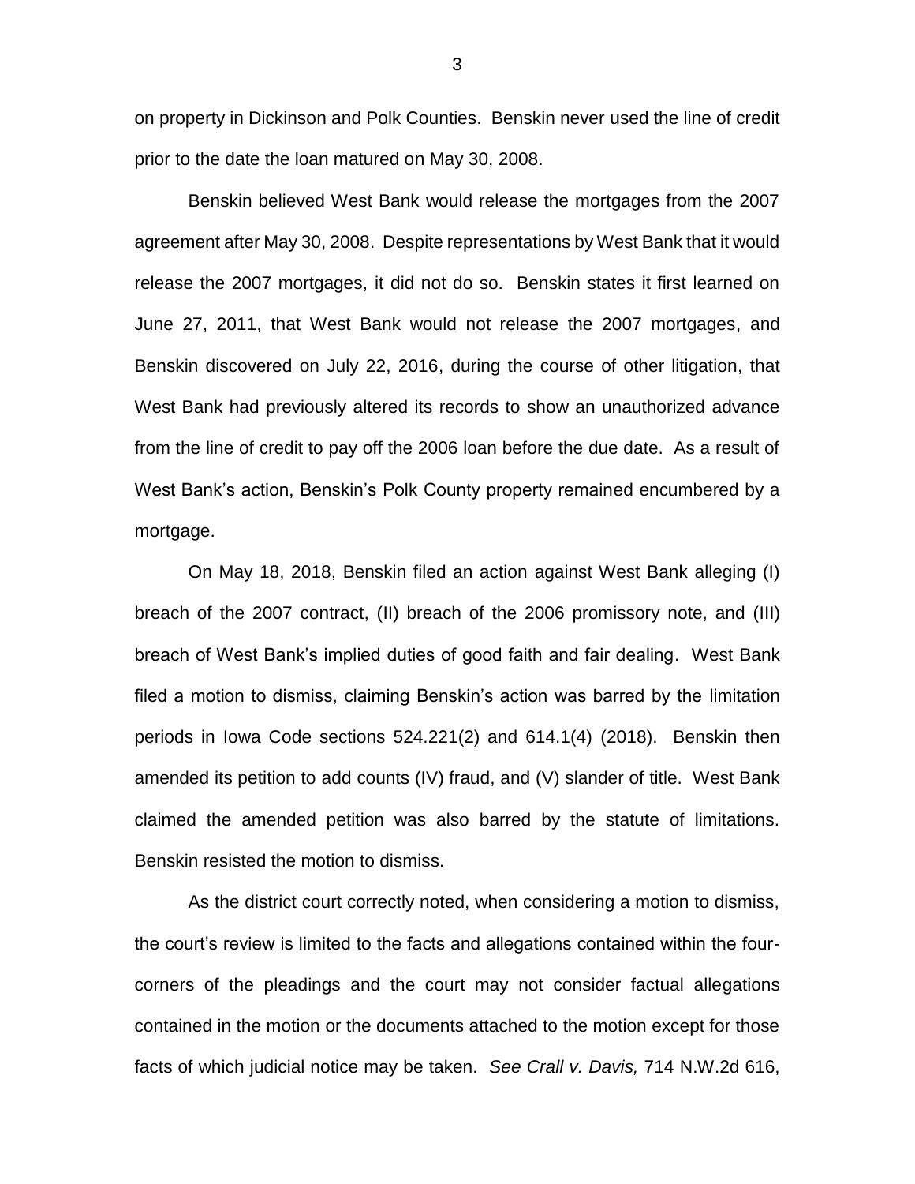on property in Dickinson and Polk Counties. Benskin never used the line of credit prior to the date the loan matured on May 30, 2008.

Benskin believed West Bank would release the mortgages from the 2007 agreement after May 30, 2008. Despite representations by West Bank that it would release the 2007 mortgages, it did not do so. Benskin states it first learned on June 27, 2011, that West Bank would not release the 2007 mortgages, and Benskin discovered on July 22, 2016, during the course of other litigation, that West Bank had previously altered its records to show an unauthorized advance from the line of credit to pay off the 2006 loan before the due date. As a result of West Bank's action, Benskin's Polk County property remained encumbered by a mortgage.

On May 18, 2018, Benskin filed an action against West Bank alleging (I) breach of the 2007 contract, (II) breach of the 2006 promissory note, and (III) breach of West Bank's implied duties of good faith and fair dealing. West Bank filed a motion to dismiss, claiming Benskin's action was barred by the limitation periods in Iowa Code sections 524.221(2) and 614.1(4) (2018). Benskin then amended its petition to add counts (IV) fraud, and (V) slander of title. West Bank claimed the amended petition was also barred by the statute of limitations. Benskin resisted the motion to dismiss.

As the district court correctly noted, when considering a motion to dismiss, the court's review is limited to the facts and allegations contained within the four-corners of the pleadings and the court may not consider factual allegations contained in the motion or the documents attached to the motion except for those facts of which judicial notice may be taken. *See Crall v. Davis,* 714 N.W.2d 616,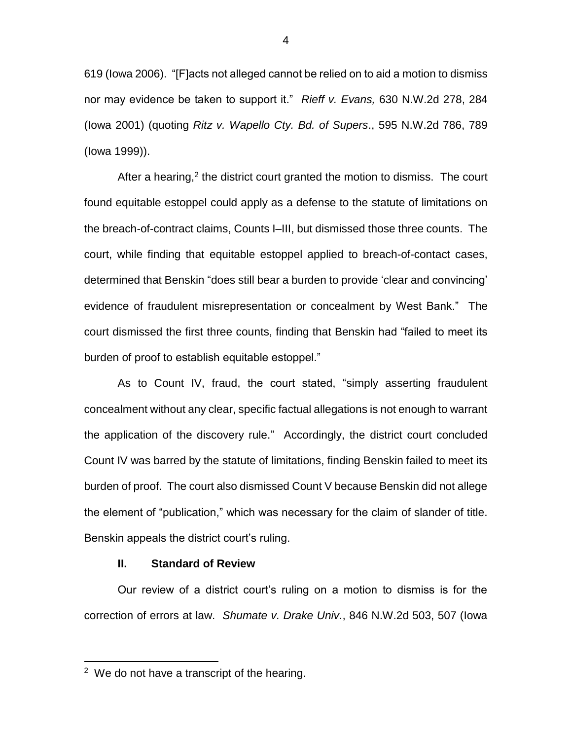619 (Iowa 2006). "[F]acts not alleged cannot be relied on to aid a motion to dismiss nor may evidence be taken to support it." *Rieff v. Evans,* 630 N.W.2d 278, 284 (Iowa 2001) (quoting *Ritz v. Wapello Cty. Bd. of Supers*., 595 N.W.2d 786, 789 (Iowa 1999)).

After a hearing,[2] the district court granted the motion to dismiss. The court found equitable estoppel could apply as a defense to the statute of limitations on the breach-of-contract claims, Counts I–III, but dismissed those three counts. The court, while finding that equitable estoppel applied to breach-of-contact cases, determined that Benskin "does still bear a burden to provide 'clear and convincing' evidence of fraudulent misrepresentation or concealment by West Bank." The court dismissed the first three counts, finding that Benskin had "failed to meet its burden of proof to establish equitable estoppel."

As to Count IV, fraud, the court stated, "simply asserting fraudulent concealment without any clear, specific factual allegations is not enough to warrant the application of the discovery rule." Accordingly, the district court concluded Count IV was barred by the statute of limitations, finding Benskin failed to meet its burden of proof. The court also dismissed Count V because Benskin did not allege the element of "publication," which was necessary for the claim of slander of title. Benskin appeals the district court's ruling.

## II. Standard of Review

Our review of a district court's ruling on a motion to dismiss is for the correction of errors at law. *Shumate v. Drake Univ.*, 846 N.W.2d 503, 507 (Iowa

---

[2] We do not have a transcript of the hearing.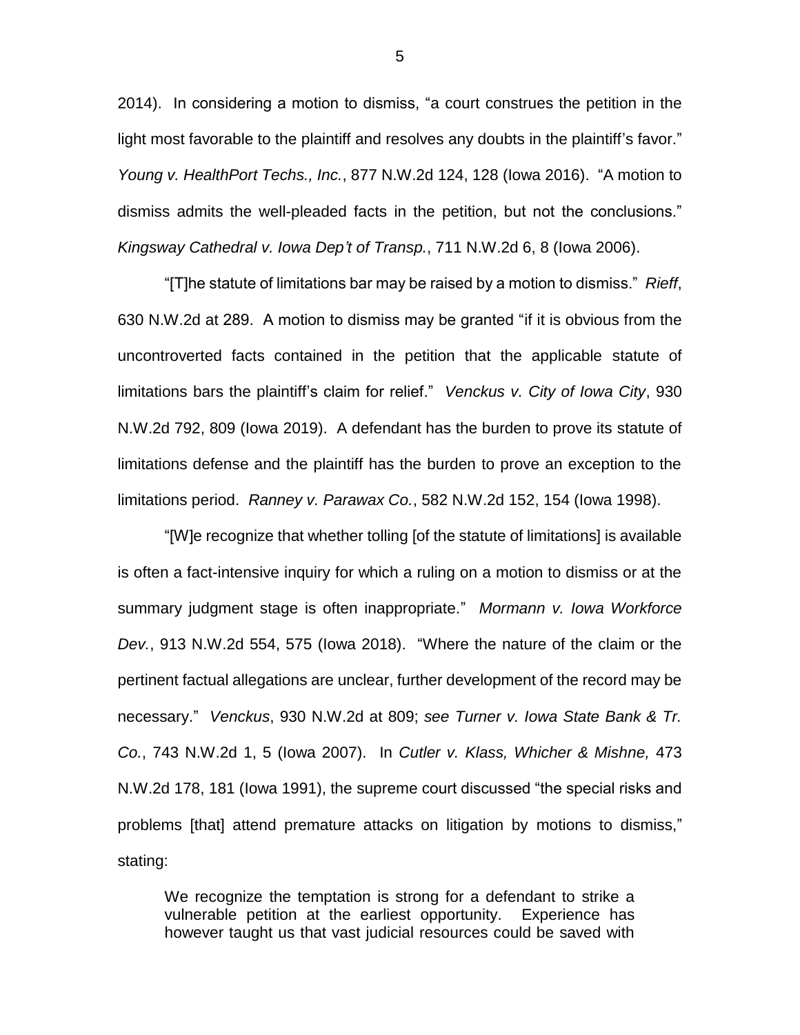2014). In considering a motion to dismiss, "a court construes the petition in the light most favorable to the plaintiff and resolves any doubts in the plaintiff's favor." *Young v. HealthPort Techs., Inc.*, 877 N.W.2d 124, 128 (Iowa 2016). "A motion to dismiss admits the well-pleaded facts in the petition, but not the conclusions." *Kingsway Cathedral v. Iowa Dep't of Transp.*, 711 N.W.2d 6, 8 (Iowa 2006).

"[T]he statute of limitations bar may be raised by a motion to dismiss." *Rieff*, 630 N.W.2d at 289. A motion to dismiss may be granted "if it is obvious from the uncontroverted facts contained in the petition that the applicable statute of limitations bars the plaintiff's claim for relief." *Venckus v. City of Iowa City*, 930 N.W.2d 792, 809 (Iowa 2019). A defendant has the burden to prove its statute of limitations defense and the plaintiff has the burden to prove an exception to the limitations period. *Ranney v. Parawax Co.*, 582 N.W.2d 152, 154 (Iowa 1998).

"[W]e recognize that whether tolling [of the statute of limitations] is available is often a fact-intensive inquiry for which a ruling on a motion to dismiss or at the summary judgment stage is often inappropriate." *Mormann v. Iowa Workforce Dev.*, 913 N.W.2d 554, 575 (Iowa 2018). "Where the nature of the claim or the pertinent factual allegations are unclear, further development of the record may be necessary." *Venckus*, 930 N.W.2d at 809; *see Turner v. Iowa State Bank & Tr. Co.*, 743 N.W.2d 1, 5 (Iowa 2007). In *Cutler v. Klass, Whicher & Mishne,* 473 N.W.2d 178, 181 (Iowa 1991), the supreme court discussed "the special risks and problems [that] attend premature attacks on litigation by motions to dismiss," stating:

> We recognize the temptation is strong for a defendant to strike a vulnerable petition at the earliest opportunity. Experience has however taught us that vast judicial resources could be saved with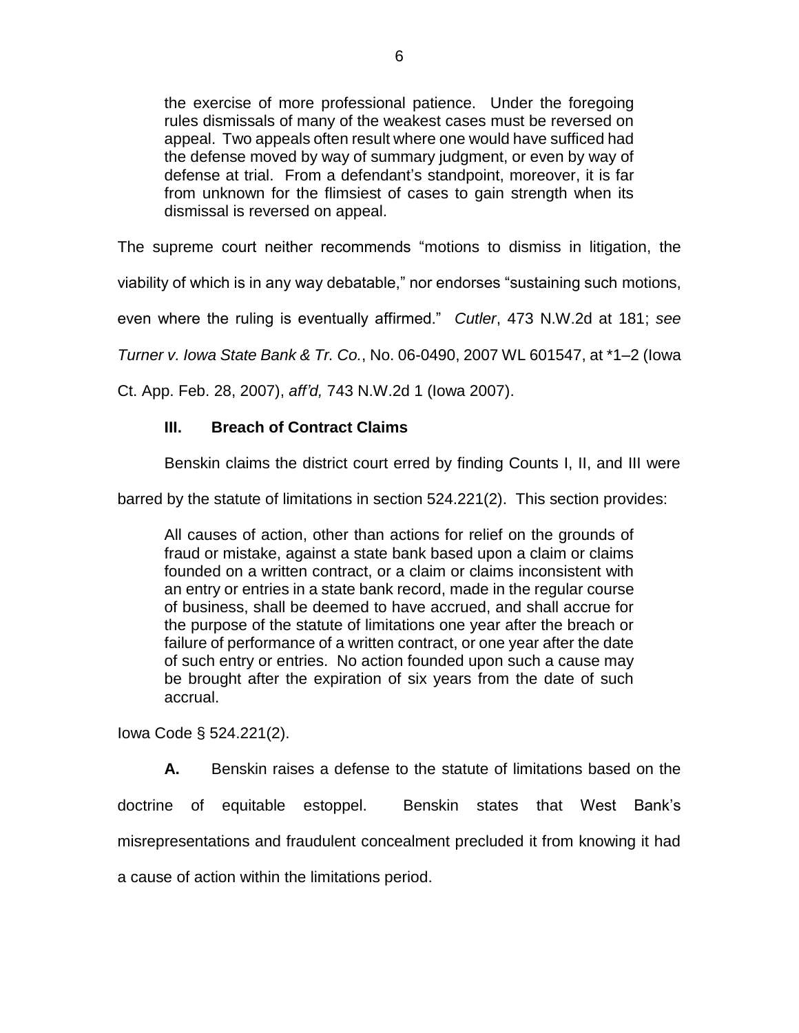> the exercise of more professional patience. Under the foregoing rules dismissals of many of the weakest cases must be reversed on appeal. Two appeals often result where one would have sufficed had the defense moved by way of summary judgment, or even by way of defense at trial. From a defendant's standpoint, moreover, it is far from unknown for the flimsiest of cases to gain strength when its dismissal is reversed on appeal.

The supreme court neither recommends "motions to dismiss in litigation, the viability of which is in any way debatable," nor endorses "sustaining such motions, even where the ruling is eventually affirmed." *Cutler*, 473 N.W.2d at 181; *see Turner v. Iowa State Bank & Tr. Co.*, No. 06-0490, 2007 WL 601547, at *1–2 (Iowa Ct. App. Feb. 28, 2007), *aff'd,* 743 N.W.2d 1 (Iowa 2007).

## III. Breach of Contract Claims

Benskin claims the district court erred by finding Counts I, II, and III were barred by the statute of limitations in section 524.221(2). This section provides:

> All causes of action, other than actions for relief on the grounds of fraud or mistake, against a state bank based upon a claim or claims founded on a written contract, or a claim or claims inconsistent with an entry or entries in a state bank record, made in the regular course of business, shall be deemed to have accrued, and shall accrue for the purpose of the statute of limitations one year after the breach or failure of performance of a written contract, or one year after the date of such entry or entries. No action founded upon such a cause may be brought after the expiration of six years from the date of such accrual.

Iowa Code § 524.221(2).

**A.** Benskin raises a defense to the statute of limitations based on the doctrine of equitable estoppel. Benskin states that West Bank's misrepresentations and fraudulent concealment precluded it from knowing it had a cause of action within the limitations period.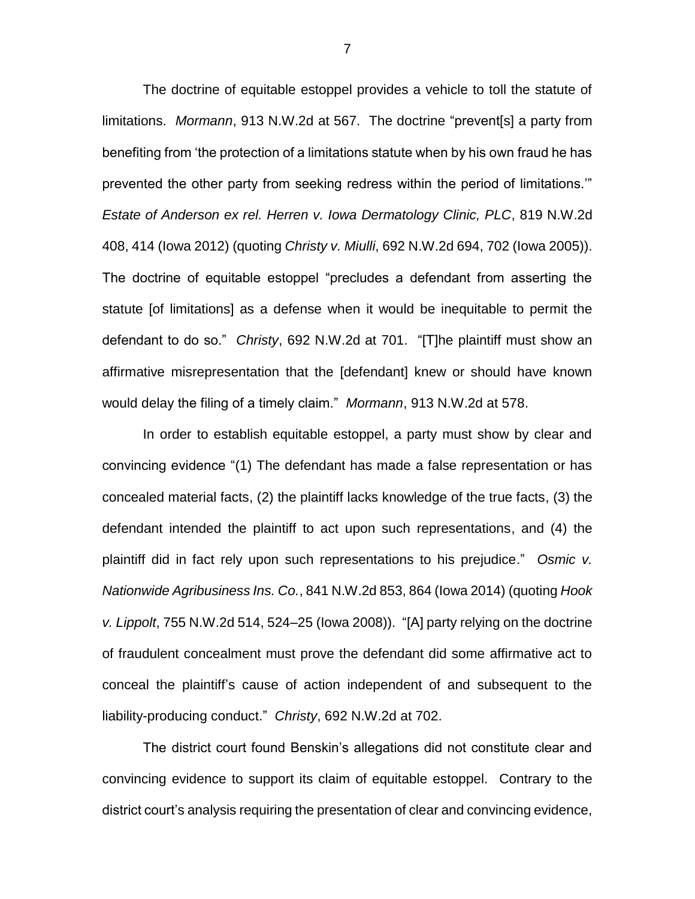The doctrine of equitable estoppel provides a vehicle to toll the statute of limitations. *Mormann*, 913 N.W.2d at 567. The doctrine "prevent[s] a party from benefiting from 'the protection of a limitations statute when by his own fraud he has prevented the other party from seeking redress within the period of limitations.'" *Estate of Anderson ex rel. Herren v. Iowa Dermatology Clinic, PLC*, 819 N.W.2d 408, 414 (Iowa 2012) (quoting *Christy v. Miulli*, 692 N.W.2d 694, 702 (Iowa 2005)). The doctrine of equitable estoppel "precludes a defendant from asserting the statute [of limitations] as a defense when it would be inequitable to permit the defendant to do so." *Christy*, 692 N.W.2d at 701. "[T]he plaintiff must show an affirmative misrepresentation that the [defendant] knew or should have known would delay the filing of a timely claim." *Mormann*, 913 N.W.2d at 578.

In order to establish equitable estoppel, a party must show by clear and convincing evidence "(1) The defendant has made a false representation or has concealed material facts, (2) the plaintiff lacks knowledge of the true facts, (3) the defendant intended the plaintiff to act upon such representations, and (4) the plaintiff did in fact rely upon such representations to his prejudice." *Osmic v. Nationwide Agribusiness Ins. Co.*, 841 N.W.2d 853, 864 (Iowa 2014) (quoting *Hook v. Lippolt*, 755 N.W.2d 514, 524–25 (Iowa 2008)). "[A] party relying on the doctrine of fraudulent concealment must prove the defendant did some affirmative act to conceal the plaintiff's cause of action independent of and subsequent to the liability-producing conduct." *Christy*, 692 N.W.2d at 702.

The district court found Benskin's allegations did not constitute clear and convincing evidence to support its claim of equitable estoppel. Contrary to the district court's analysis requiring the presentation of clear and convincing evidence,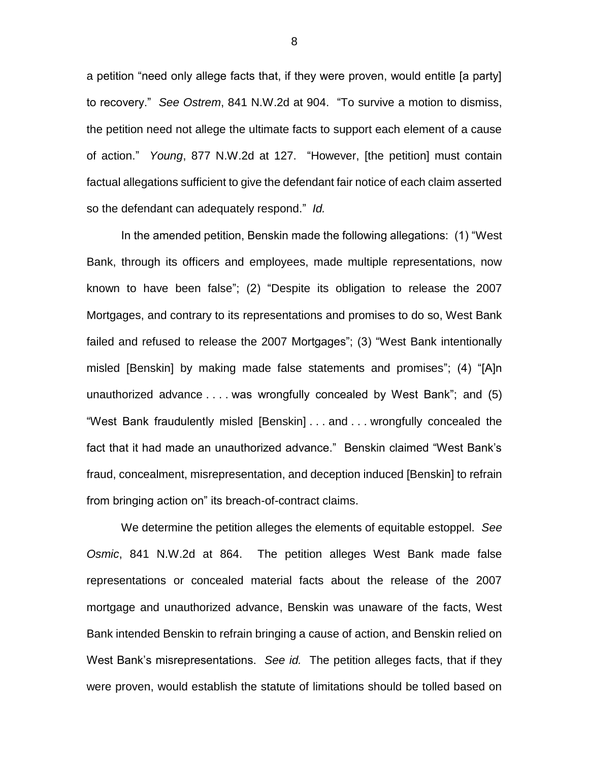a petition "need only allege facts that, if they were proven, would entitle [a party] to recovery." *See Ostrem*, 841 N.W.2d at 904. "To survive a motion to dismiss, the petition need not allege the ultimate facts to support each element of a cause of action." *Young*, 877 N.W.2d at 127. "However, [the petition] must contain factual allegations sufficient to give the defendant fair notice of each claim asserted so the defendant can adequately respond." *Id.*

In the amended petition, Benskin made the following allegations: (1) "West Bank, through its officers and employees, made multiple representations, now known to have been false"; (2) "Despite its obligation to release the 2007 Mortgages, and contrary to its representations and promises to do so, West Bank failed and refused to release the 2007 Mortgages"; (3) "West Bank intentionally misled [Benskin] by making made false statements and promises"; (4) "[A]n unauthorized advance . . . . was wrongfully concealed by West Bank"; and (5) "West Bank fraudulently misled [Benskin] . . . and . . . wrongfully concealed the fact that it had made an unauthorized advance." Benskin claimed "West Bank's fraud, concealment, misrepresentation, and deception induced [Benskin] to refrain from bringing action on" its breach-of-contract claims.

We determine the petition alleges the elements of equitable estoppel. *See Osmic*, 841 N.W.2d at 864. The petition alleges West Bank made false representations or concealed material facts about the release of the 2007 mortgage and unauthorized advance, Benskin was unaware of the facts, West Bank intended Benskin to refrain bringing a cause of action, and Benskin relied on West Bank's misrepresentations. *See id.* The petition alleges facts, that if they were proven, would establish the statute of limitations should be tolled based on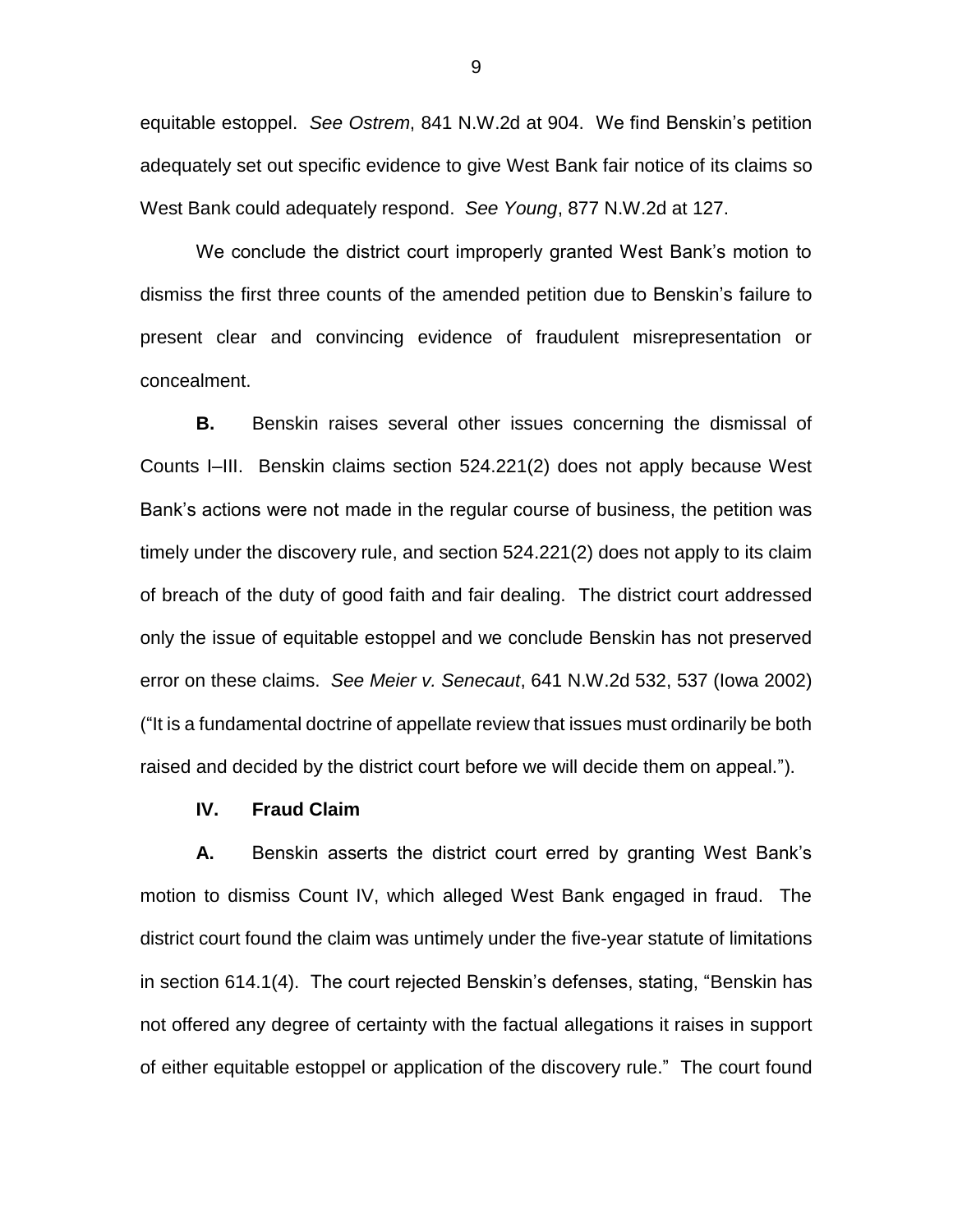equitable estoppel. *See Ostrem*, 841 N.W.2d at 904. We find Benskin's petition adequately set out specific evidence to give West Bank fair notice of its claims so West Bank could adequately respond. *See Young*, 877 N.W.2d at 127.

We conclude the district court improperly granted West Bank's motion to dismiss the first three counts of the amended petition due to Benskin's failure to present clear and convincing evidence of fraudulent misrepresentation or concealment.

**B.** Benskin raises several other issues concerning the dismissal of Counts I–III. Benskin claims section 524.221(2) does not apply because West Bank's actions were not made in the regular course of business, the petition was timely under the discovery rule, and section 524.221(2) does not apply to its claim of breach of the duty of good faith and fair dealing. The district court addressed only the issue of equitable estoppel and we conclude Benskin has not preserved error on these claims. *See Meier v. Senecaut*, 641 N.W.2d 532, 537 (Iowa 2002) ("It is a fundamental doctrine of appellate review that issues must ordinarily be both raised and decided by the district court before we will decide them on appeal.").

## IV. Fraud Claim

**A.** Benskin asserts the district court erred by granting West Bank's motion to dismiss Count IV, which alleged West Bank engaged in fraud. The district court found the claim was untimely under the five-year statute of limitations in section 614.1(4). The court rejected Benskin's defenses, stating, "Benskin has not offered any degree of certainty with the factual allegations it raises in support of either equitable estoppel or application of the discovery rule." The court found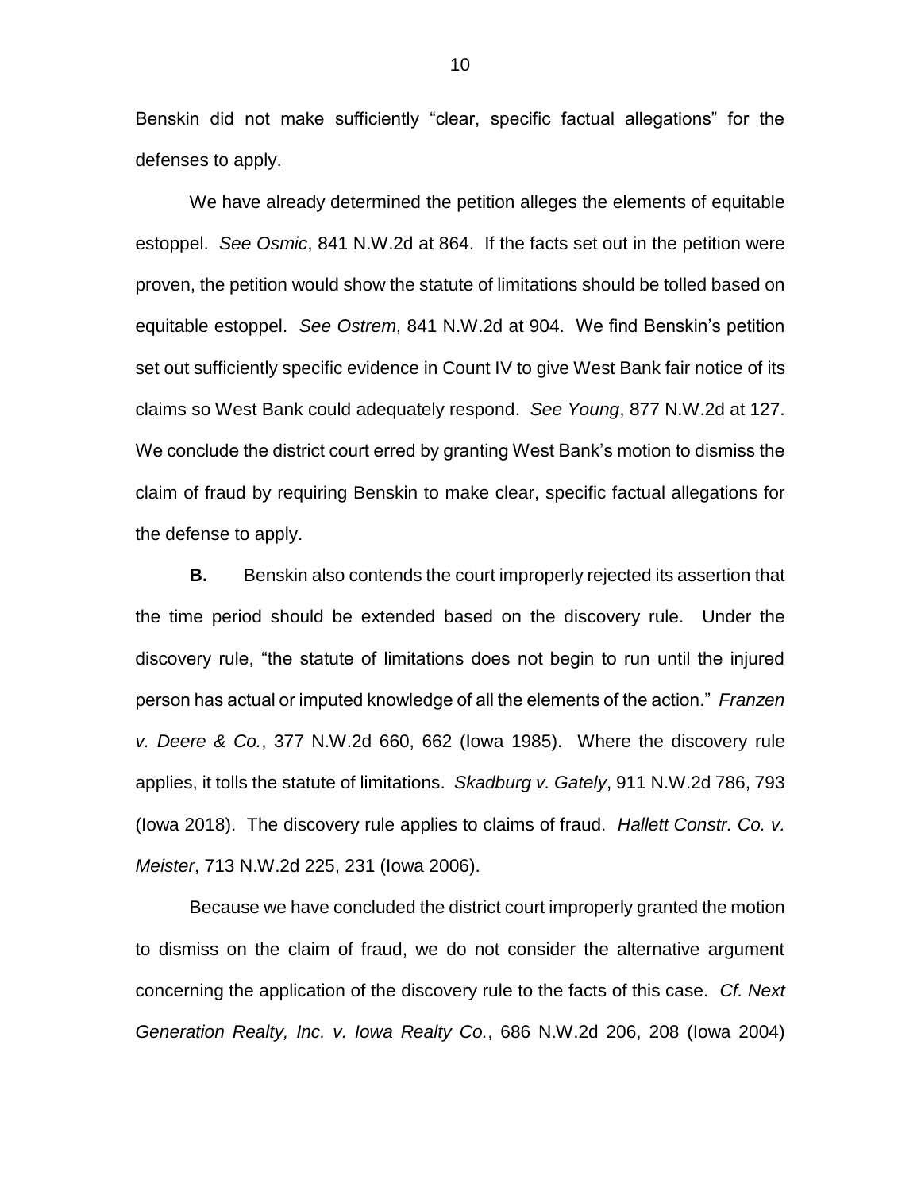Benskin did not make sufficiently "clear, specific factual allegations" for the defenses to apply.

We have already determined the petition alleges the elements of equitable estoppel. *See Osmic*, 841 N.W.2d at 864. If the facts set out in the petition were proven, the petition would show the statute of limitations should be tolled based on equitable estoppel. *See Ostrem*, 841 N.W.2d at 904. We find Benskin's petition set out sufficiently specific evidence in Count IV to give West Bank fair notice of its claims so West Bank could adequately respond. *See Young*, 877 N.W.2d at 127. We conclude the district court erred by granting West Bank's motion to dismiss the claim of fraud by requiring Benskin to make clear, specific factual allegations for the defense to apply.

**B.** Benskin also contends the court improperly rejected its assertion that the time period should be extended based on the discovery rule. Under the discovery rule, "the statute of limitations does not begin to run until the injured person has actual or imputed knowledge of all the elements of the action." *Franzen v. Deere & Co.*, 377 N.W.2d 660, 662 (Iowa 1985). Where the discovery rule applies, it tolls the statute of limitations. *Skadburg v. Gately*, 911 N.W.2d 786, 793 (Iowa 2018). The discovery rule applies to claims of fraud. *Hallett Constr. Co. v. Meister*, 713 N.W.2d 225, 231 (Iowa 2006).

Because we have concluded the district court improperly granted the motion to dismiss on the claim of fraud, we do not consider the alternative argument concerning the application of the discovery rule to the facts of this case. *Cf. Next Generation Realty, Inc. v. Iowa Realty Co.*, 686 N.W.2d 206, 208 (Iowa 2004)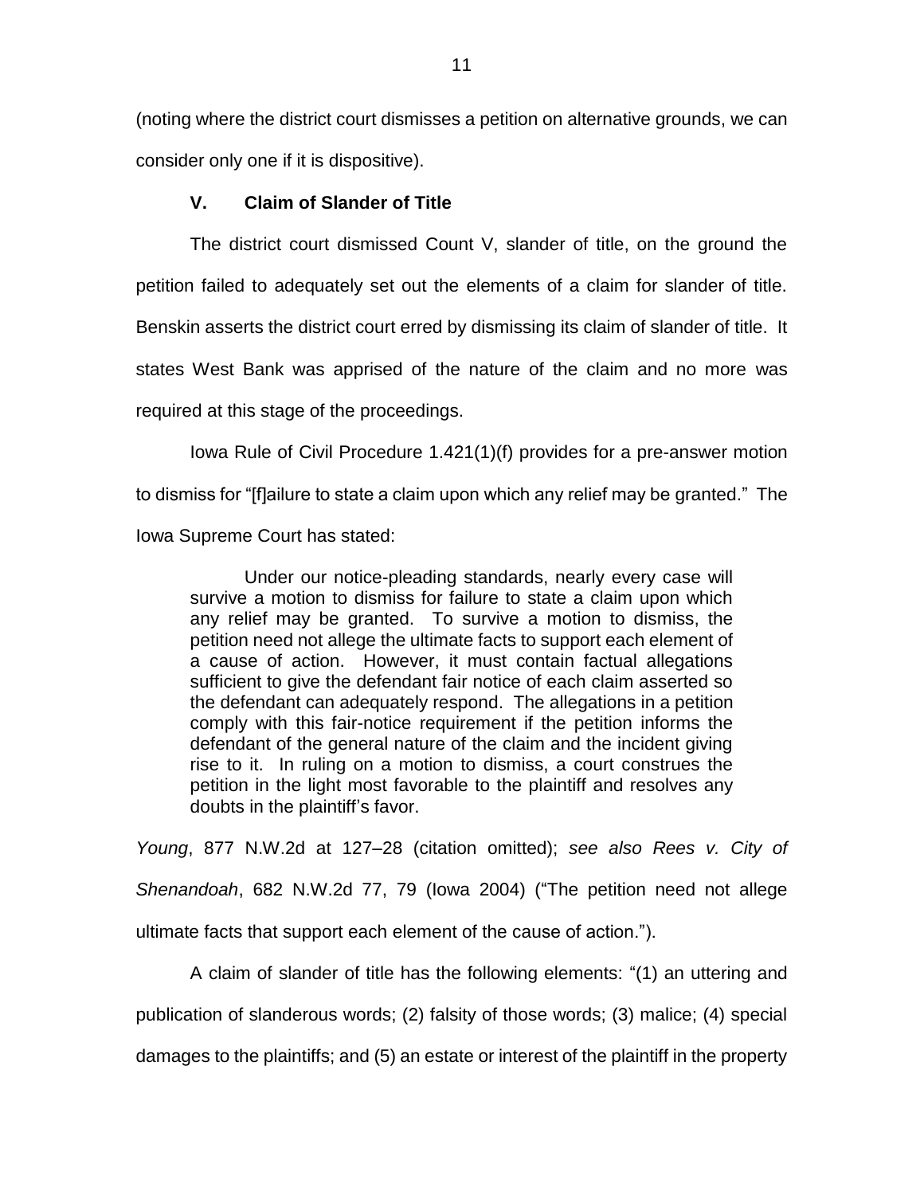(noting where the district court dismisses a petition on alternative grounds, we can consider only one if it is dispositive).

## V. Claim of Slander of Title

The district court dismissed Count V, slander of title, on the ground the petition failed to adequately set out the elements of a claim for slander of title. Benskin asserts the district court erred by dismissing its claim of slander of title. It states West Bank was apprised of the nature of the claim and no more was required at this stage of the proceedings.

Iowa Rule of Civil Procedure 1.421(1)(f) provides for a pre-answer motion to dismiss for "[f]ailure to state a claim upon which any relief may be granted." The Iowa Supreme Court has stated:

> Under our notice-pleading standards, nearly every case will survive a motion to dismiss for failure to state a claim upon which any relief may be granted. To survive a motion to dismiss, the petition need not allege the ultimate facts to support each element of a cause of action. However, it must contain factual allegations sufficient to give the defendant fair notice of each claim asserted so the defendant can adequately respond. The allegations in a petition comply with this fair-notice requirement if the petition informs the defendant of the general nature of the claim and the incident giving rise to it. In ruling on a motion to dismiss, a court construes the petition in the light most favorable to the plaintiff and resolves any doubts in the plaintiff's favor.

*Young*, 877 N.W.2d at 127–28 (citation omitted); *see also Rees v. City of Shenandoah*, 682 N.W.2d 77, 79 (Iowa 2004) ("The petition need not allege ultimate facts that support each element of the cause of action.").

A claim of slander of title has the following elements: "(1) an uttering and publication of slanderous words; (2) falsity of those words; (3) malice; (4) special damages to the plaintiffs; and (5) an estate or interest of the plaintiff in the property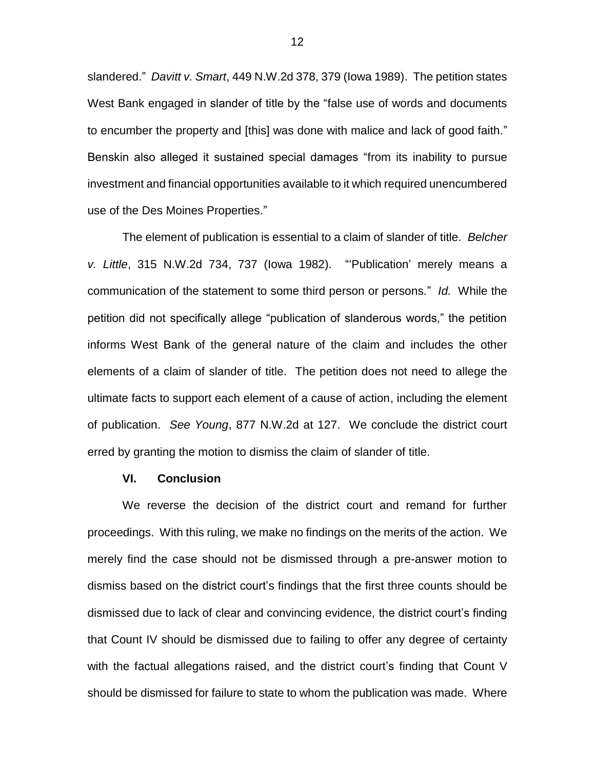slandered." *Davitt v. Smart*, 449 N.W.2d 378, 379 (Iowa 1989). The petition states West Bank engaged in slander of title by the "false use of words and documents to encumber the property and [this] was done with malice and lack of good faith." Benskin also alleged it sustained special damages "from its inability to pursue investment and financial opportunities available to it which required unencumbered use of the Des Moines Properties."

The element of publication is essential to a claim of slander of title. *Belcher v. Little*, 315 N.W.2d 734, 737 (Iowa 1982). "'Publication' merely means a communication of the statement to some third person or persons." *Id.* While the petition did not specifically allege "publication of slanderous words," the petition informs West Bank of the general nature of the claim and includes the other elements of a claim of slander of title. The petition does not need to allege the ultimate facts to support each element of a cause of action, including the element of publication. *See Young*, 877 N.W.2d at 127. We conclude the district court erred by granting the motion to dismiss the claim of slander of title.

## VI. Conclusion

We reverse the decision of the district court and remand for further proceedings. With this ruling, we make no findings on the merits of the action. We merely find the case should not be dismissed through a pre-answer motion to dismiss based on the district court's findings that the first three counts should be dismissed due to lack of clear and convincing evidence, the district court's finding that Count IV should be dismissed due to failing to offer any degree of certainty with the factual allegations raised, and the district court's finding that Count V should be dismissed for failure to state to whom the publication was made. Where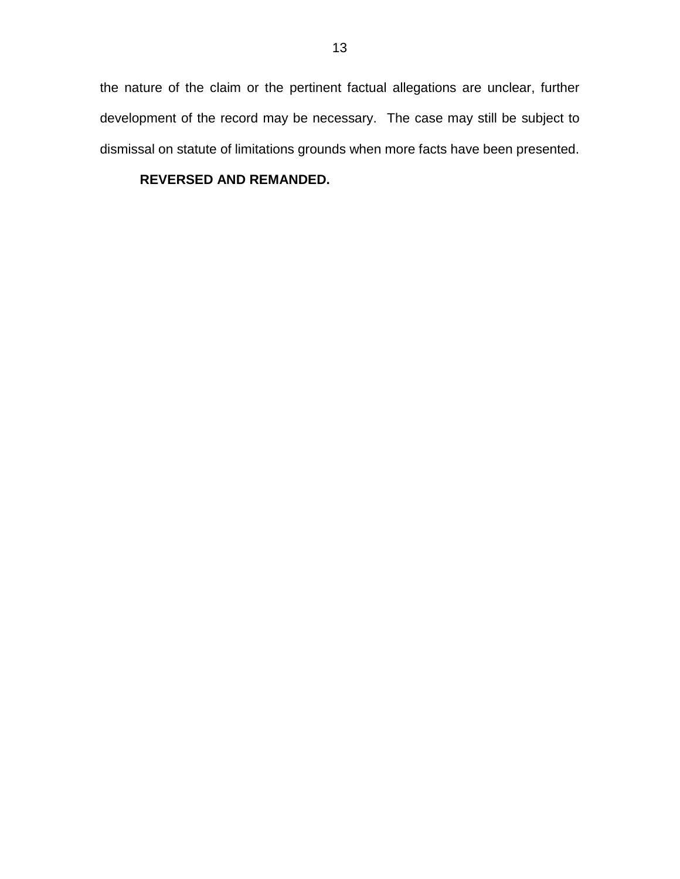the nature of the claim or the pertinent factual allegations are unclear, further development of the record may be necessary. The case may still be subject to dismissal on statute of limitations grounds when more facts have been presented.

**REVERSED AND REMANDED.**